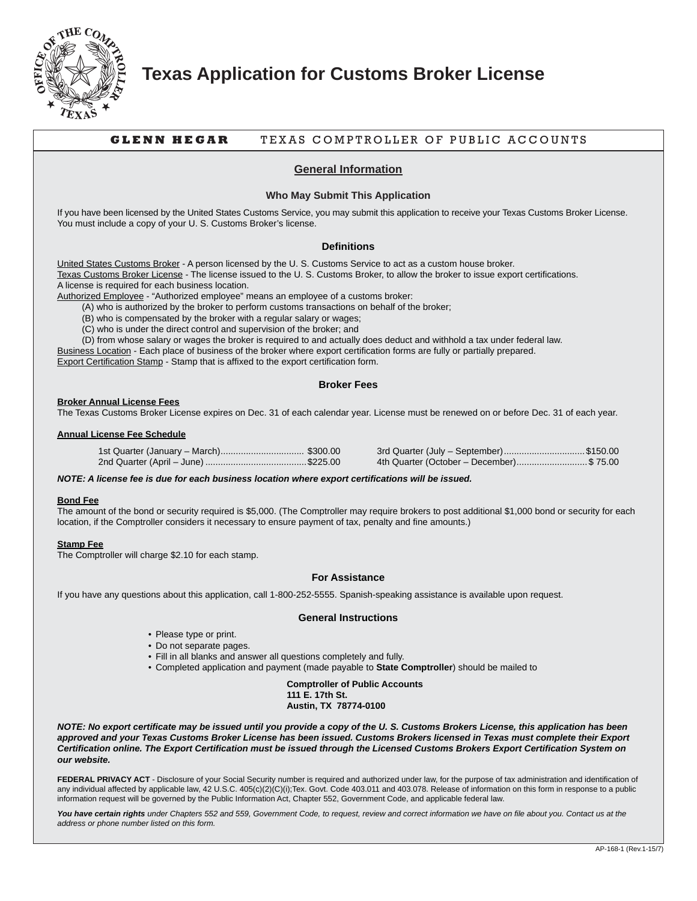# Texas Application for Customs Broker License

**GLENN HEGAR** TEXAS COMPTROLLER OF PUBLIC ACCOUNTS

## General Information

### Who May Submit This Application

If you have been licensed by the United States Customs Service, you may submit this application to receive your Texas Customs Broker License. You must include a copy of your U. S. Customs Broker's license.

### Definitions

United States Customs Broker - A person licensed by the U. S. Customs Service to act as a custom house broker.
Texas Customs Broker License - The license issued to the U. S. Customs Broker, to allow the broker to issue export certifications. A license is required for each business location.
Authorized Employee - "Authorized employee" means an employee of a customs broker:
- (A) who is authorized by the broker to perform customs transactions on behalf of the broker;
- (B) who is compensated by the broker with a regular salary or wages;
- (C) who is under the direct control and supervision of the broker; and
- (D) from whose salary or wages the broker is required to and actually does deduct and withhold a tax under federal law.

Business Location - Each place of business of the broker where export certification forms are fully or partially prepared.
Export Certification Stamp - Stamp that is affixed to the export certification form.

### Broker Fees

**Broker Annual License Fees**
The Texas Customs Broker License expires on Dec. 31 of each calendar year. License must be renewed on or before Dec. 31 of each year.

**Annual License Fee Schedule**

| Quarter | Fee |
|---|---|
| 1st Quarter (January – March) | $300.00 |
| 2nd Quarter (April – June) | $225.00 |
| 3rd Quarter (July – September) | $150.00 |
| 4th Quarter (October – December) | $ 75.00 |

***NOTE: A license fee is due for each business location where export certifications will be issued.***

**Bond Fee**
The amount of the bond or security required is $5,000. (The Comptroller may require brokers to post additional $1,000 bond or security for each location, if the Comptroller considers it necessary to ensure payment of tax, penalty and fine amounts.)

**Stamp Fee**
The Comptroller will charge $2.10 for each stamp.

### For Assistance

If you have any questions about this application, call 1-800-252-5555. Spanish-speaking assistance is available upon request.

### General Instructions

- Please type or print.
- Do not separate pages.
- Fill in all blanks and answer all questions completely and fully.
- Completed application and payment (made payable to **State Comptroller**) should be mailed to

**Comptroller of Public Accounts**
**111 E. 17th St.**
**Austin, TX 78774-0100**

***NOTE: No export certificate may be issued until you provide a copy of the U. S. Customs Brokers License, this application has been approved and your Texas Customs Broker License has been issued. Customs Brokers licensed in Texas must complete their Export Certification online. The Export Certification must be issued through the Licensed Customs Brokers Export Certification System on our website.***

**FEDERAL PRIVACY ACT** - Disclosure of your Social Security number is required and authorized under law, for the purpose of tax administration and identification of any individual affected by applicable law, 42 U.S.C. 405(c)(2)(C)(i);Tex. Govt. Code 403.011 and 403.078. Release of information on this form in response to a public information request will be governed by the Public Information Act, Chapter 552, Government Code, and applicable federal law.

***You have certain rights** under Chapters 552 and 559, Government Code, to request, review and correct information we have on file about you. Contact us at the address or phone number listed on this form.*

AP-168-1 (Rev.1-15/7)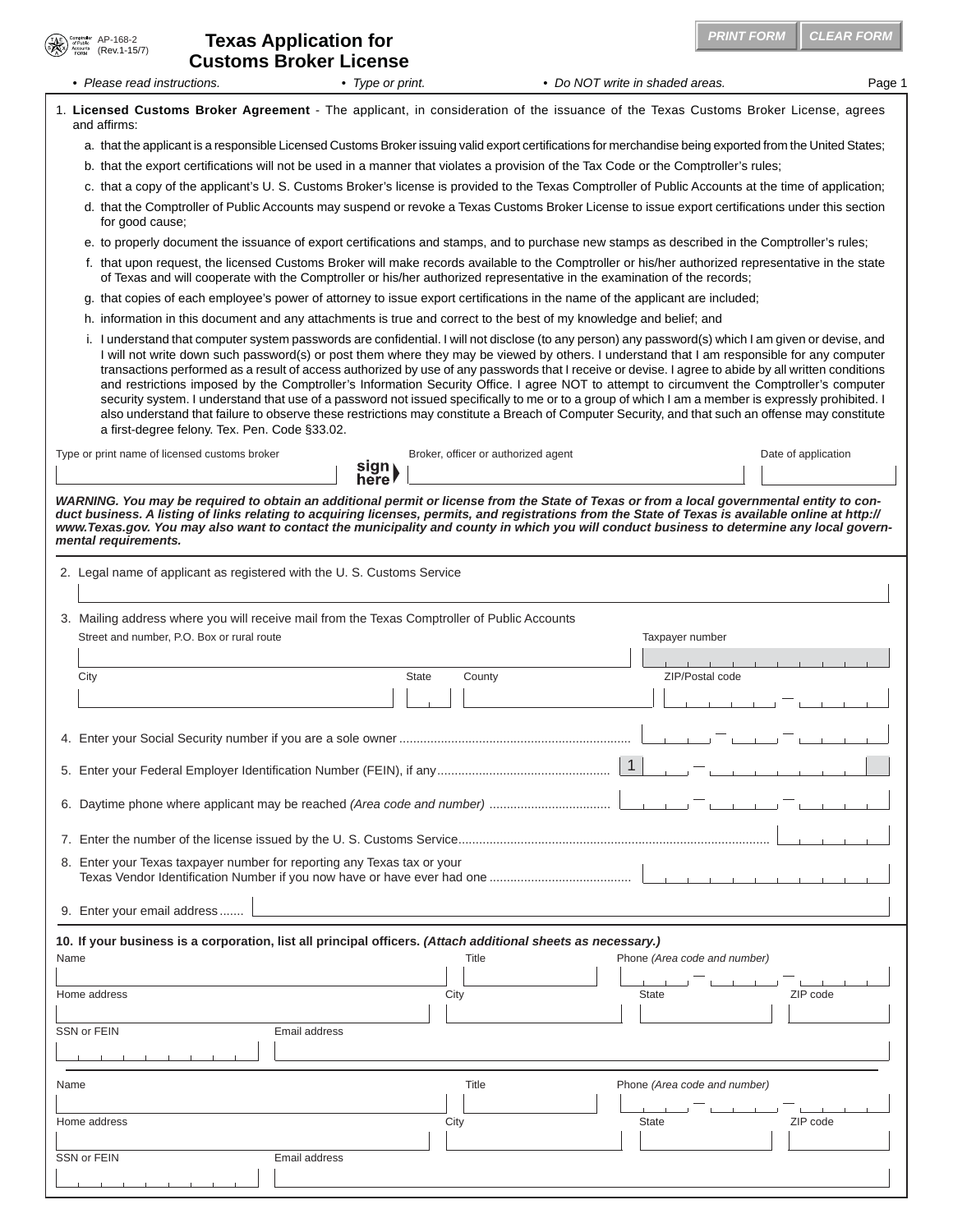AP-168-2
(Rev.1-15/7)

# Texas Application for Customs Broker License

PRINT FORM | CLEAR FORM

- *Please read instructions.*
- *Type or print.*
- *Do NOT write in shaded areas.*

1. **Licensed Customs Broker Agreement** - The applicant, in consideration of the issuance of the Texas Customs Broker License, agrees and affirms:
   a. that the applicant is a responsible Licensed Customs Broker issuing valid export certifications for merchandise being exported from the United States;
   b. that the export certifications will not be used in a manner that violates a provision of the Tax Code or the Comptroller's rules;
   c. that a copy of the applicant's U. S. Customs Broker's license is provided to the Texas Comptroller of Public Accounts at the time of application;
   d. that the Comptroller of Public Accounts may suspend or revoke a Texas Customs Broker License to issue export certifications under this section for good cause;
   e. to properly document the issuance of export certifications and stamps, and to purchase new stamps as described in the Comptroller's rules;
   f. that upon request, the licensed Customs Broker will make records available to the Comptroller or his/her authorized representative in the state of Texas and will cooperate with the Comptroller or his/her authorized representative in the examination of the records;
   g. that copies of each employee's power of attorney to issue export certifications in the name of the applicant are included;
   h. information in this document and any attachments is true and correct to the best of my knowledge and belief; and
   i. I understand that computer system passwords are confidential. I will not disclose (to any person) any password(s) which I am given or devise, and I will not write down such password(s) or post them where they may be viewed by others. I understand that I am responsible for any computer transactions performed as a result of access authorized by use of any passwords that I receive or devise. I agree to abide by all written conditions and restrictions imposed by the Comptroller's Information Security Office. I agree NOT to attempt to circumvent the Comptroller's computer security system. I understand that use of a password not issued specifically to me or to a group of which I am a member is expressly prohibited. I also understand that failure to observe these restrictions may constitute a Breach of Computer Security, and that such an offense may constitute a first-degree felony. Tex. Pen. Code §33.02.

Type or print name of licensed customs broker | sign here ▶ Broker, officer or authorized agent | Date of application

***WARNING. You may be required to obtain an additional permit or license from the State of Texas or from a local governmental entity to conduct business. A listing of links relating to acquiring licenses, permits, and registrations from the State of Texas is available online at http://www.Texas.gov. You may also want to contact the municipality and county in which you will conduct business to determine any local governmental requirements.***

2. Legal name of applicant as registered with the U. S. Customs Service

3. Mailing address where you will receive mail from the Texas Comptroller of Public Accounts
   Street and number, P.O. Box or rural route | Taxpayer number
   City | State | County | ZIP/Postal code

4. Enter your Social Security number if you are a sole owner ........

5. Enter your Federal Employer Identification Number (FEIN), if any........ 1

6. Daytime phone where applicant may be reached *(Area code and number)* ........

7. Enter the number of the license issued by the U. S. Customs Service........

8. Enter your Texas taxpayer number for reporting any Texas tax or your Texas Vendor Identification Number if you now have or have ever had one ........

9. Enter your email address .......

**10. If your business is a corporation, list all principal officers.** ***(Attach additional sheets as necessary.)***

Name | Title | Phone *(Area code and number)*
Home address | City | State | ZIP code
SSN or FEIN | Email address

Name | Title | Phone *(Area code and number)*
Home address | City | State | ZIP code
SSN or FEIN | Email address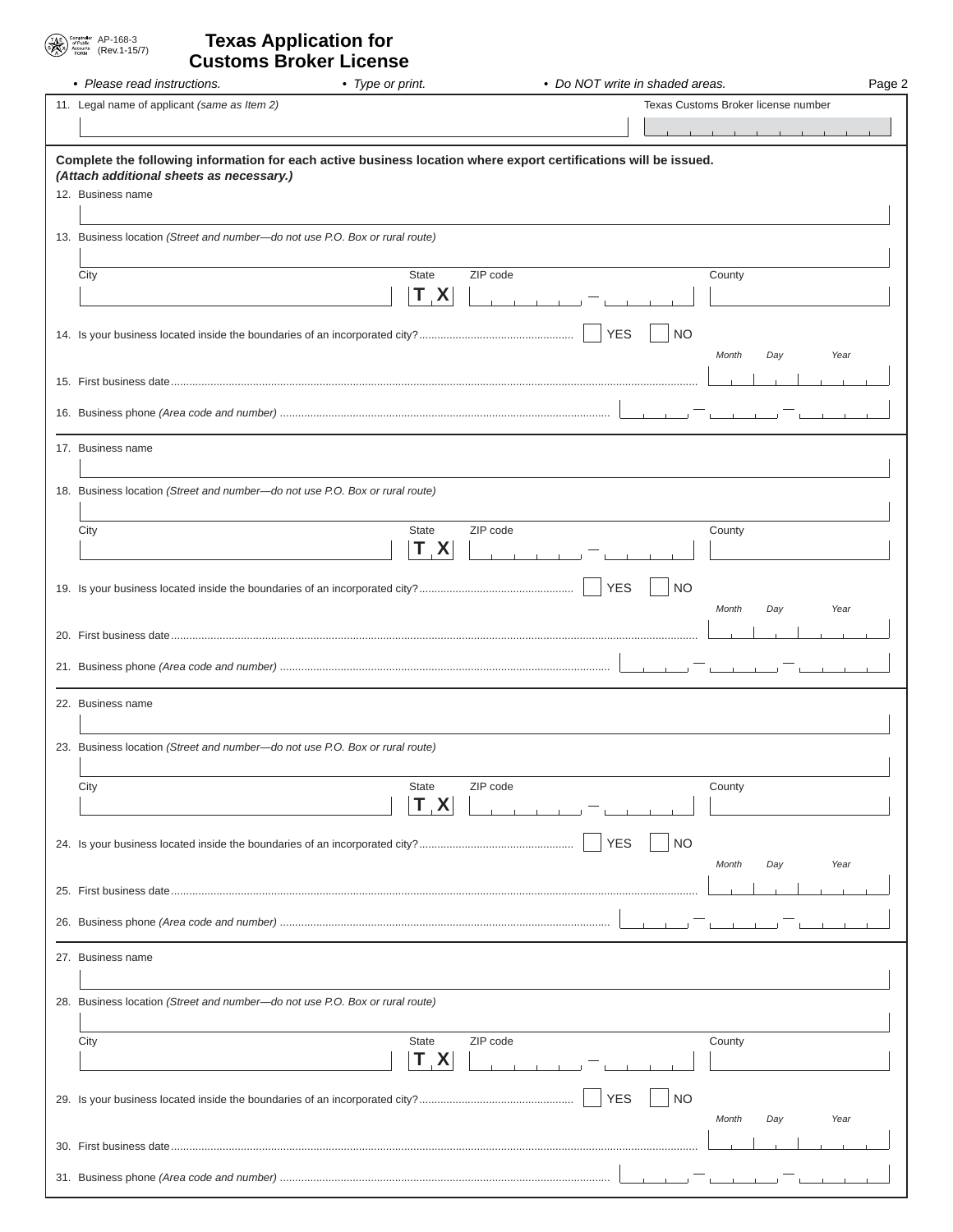AP-168-3
(Rev.1-15/7)

# Texas Application for Customs Broker License

- *Please read instructions.*
- *Type or print.*
- *Do NOT write in shaded areas.*

11. Legal name of applicant *(same as Item 2)*

Texas Customs Broker license number

**Complete the following information for each active business location where export certifications will be issued.**
***(Attach additional sheets as necessary.)***

12. Business name

13. Business location *(Street and number—do not use P.O. Box or rural route)*

City | State **TX** | ZIP code | County

14. Is your business located inside the boundaries of an incorporated city? ☐ YES ☐ NO

15. First business date (*Month Day Year*)

16. Business phone *(Area code and number)*

17. Business name

18. Business location *(Street and number—do not use P.O. Box or rural route)*

City | State **TX** | ZIP code | County

19. Is your business located inside the boundaries of an incorporated city? ☐ YES ☐ NO

20. First business date (*Month Day Year*)

21. Business phone *(Area code and number)*

22. Business name

23. Business location *(Street and number—do not use P.O. Box or rural route)*

City | State **TX** | ZIP code | County

24. Is your business located inside the boundaries of an incorporated city? ☐ YES ☐ NO

25. First business date (*Month Day Year*)

26. Business phone *(Area code and number)*

27. Business name

28. Business location *(Street and number—do not use P.O. Box or rural route)*

City | State **TX** | ZIP code | County

29. Is your business located inside the boundaries of an incorporated city? ☐ YES ☐ NO

30. First business date (*Month Day Year*)

31. Business phone *(Area code and number)*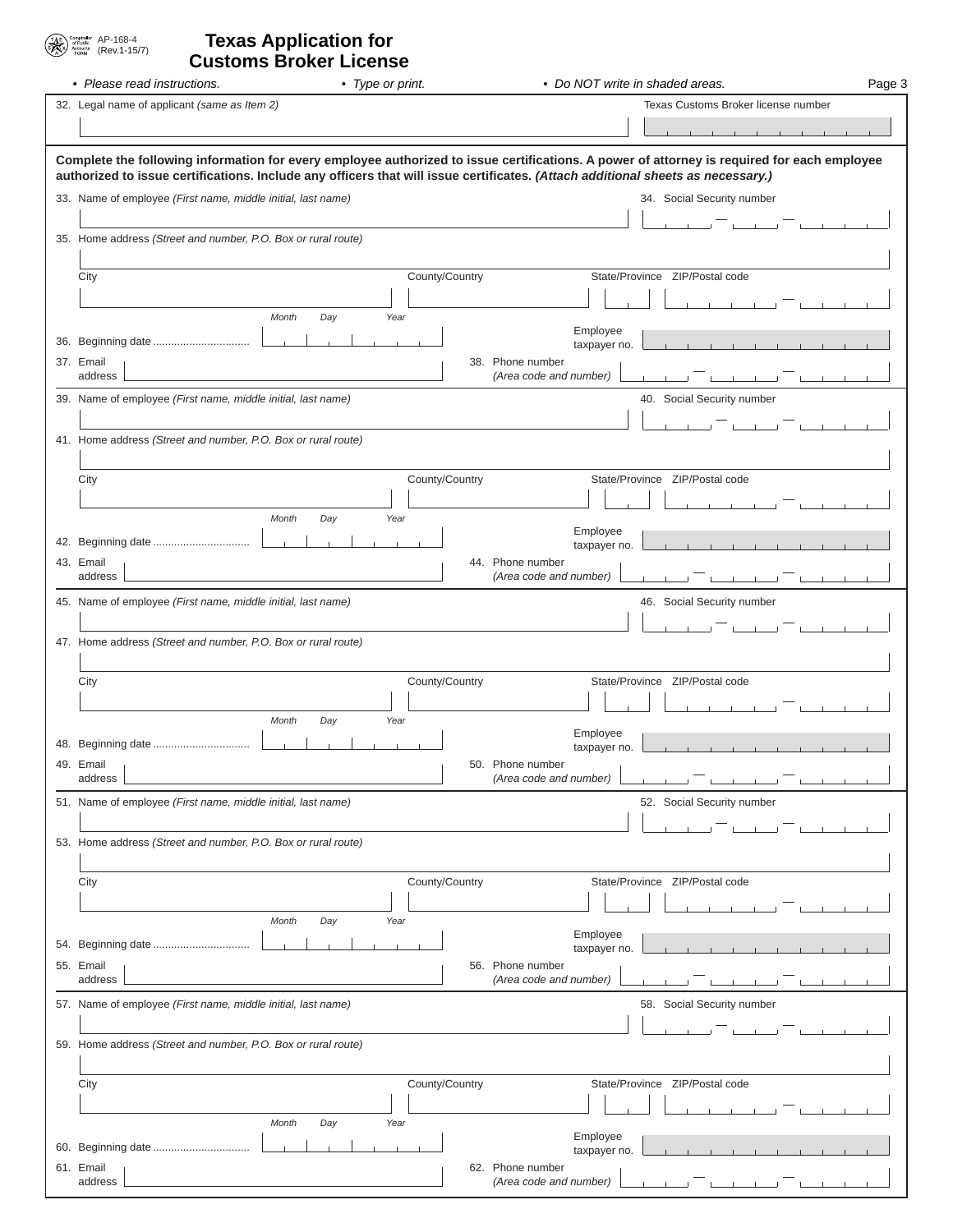AP-168-4
(Rev.1-15/7)

# Texas Application for Customs Broker License

- *Please read instructions.*
- *Type or print.*
- *Do NOT write in shaded areas.*

Page 3

32. Legal name of applicant *(same as Item 2)*

Texas Customs Broker license number

**Complete the following information for every employee authorized to issue certifications. A power of attorney is required for each employee authorized to issue certifications. Include any officers that will issue certificates. *(Attach additional sheets as necessary.)***

33. Name of employee *(First name, middle initial, last name)*

34. Social Security number

35. Home address *(Street and number, P.O. Box or rural route)*

City | County/Country | State/Province | ZIP/Postal code

36. Beginning date ............................... Month Day Year

Employee taxpayer no.

37. Email address

38. Phone number *(Area code and number)*

39. Name of employee *(First name, middle initial, last name)*

40. Social Security number

41. Home address *(Street and number, P.O. Box or rural route)*

City | County/Country | State/Province | ZIP/Postal code

42. Beginning date ............................... Month Day Year

Employee taxpayer no.

43. Email address

44. Phone number *(Area code and number)*

45. Name of employee *(First name, middle initial, last name)*

46. Social Security number

47. Home address *(Street and number, P.O. Box or rural route)*

City | County/Country | State/Province | ZIP/Postal code

48. Beginning date ............................... Month Day Year

Employee taxpayer no.

49. Email address

50. Phone number *(Area code and number)*

51. Name of employee *(First name, middle initial, last name)*

52. Social Security number

53. Home address *(Street and number, P.O. Box or rural route)*

City | County/Country | State/Province | ZIP/Postal code

54. Beginning date ............................... Month Day Year

Employee taxpayer no.

55. Email address

56. Phone number *(Area code and number)*

57. Name of employee *(First name, middle initial, last name)*

58. Social Security number

59. Home address *(Street and number, P.O. Box or rural route)*

City | County/Country | State/Province | ZIP/Postal code

60. Beginning date ............................... Month Day Year

Employee taxpayer no.

61. Email address

62. Phone number *(Area code and number)*